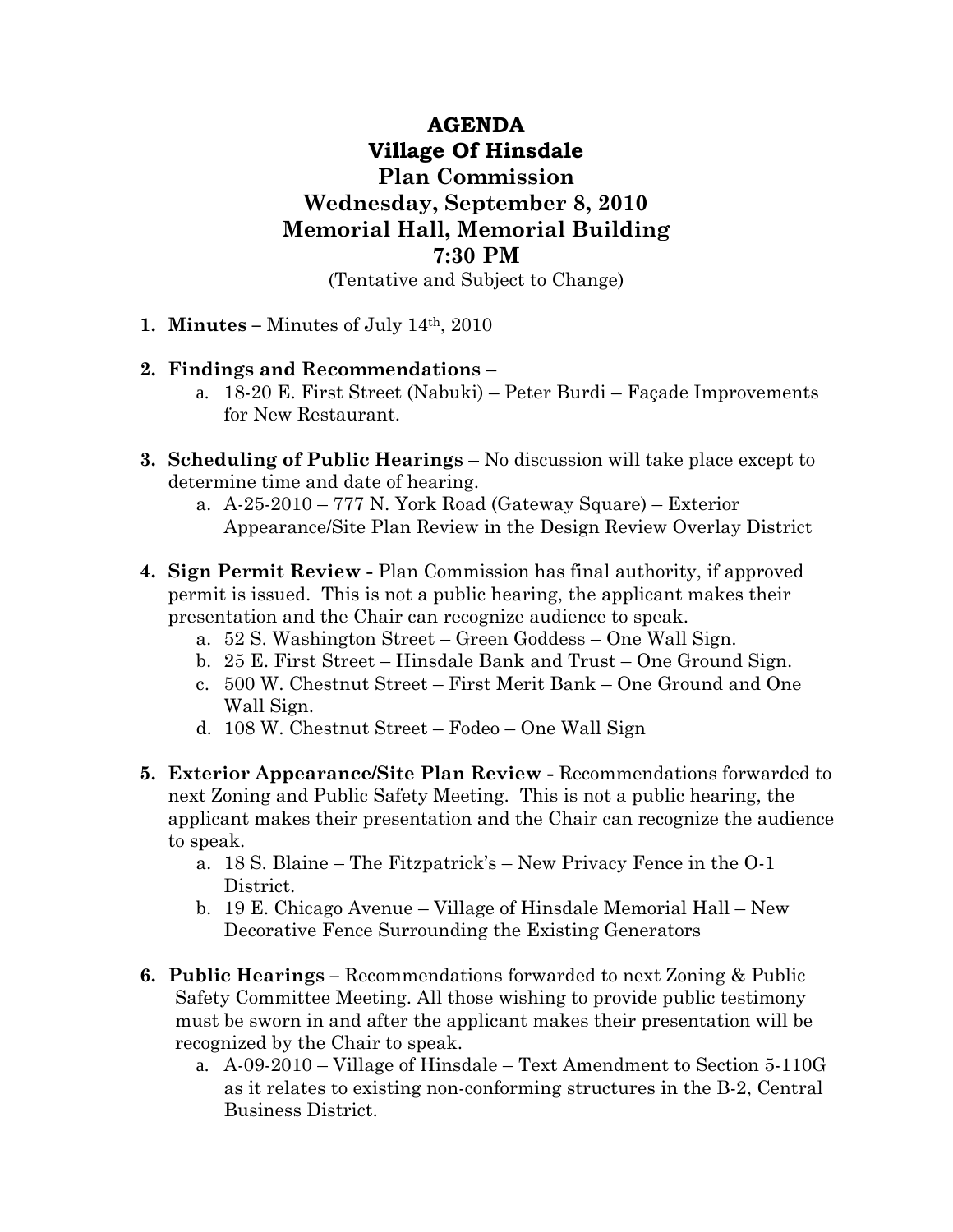# AGENDA
## Village Of Hinsdale
## Plan Commission
## Wednesday, September 8, 2010
## Memorial Hall, Memorial Building
## 7:30 PM

(Tentative and Subject to Change)

1. **Minutes –** Minutes of July 14th, 2010

2. **Findings and Recommendations** –
   a. 18-20 E. First Street (Nabuki) – Peter Burdi – Façade Improvements for New Restaurant.

3. **Scheduling of Public Hearings** – No discussion will take place except to determine time and date of hearing.
   a. A-25-2010 – 777 N. York Road (Gateway Square) – Exterior Appearance/Site Plan Review in the Design Review Overlay District

4. **Sign Permit Review -** Plan Commission has final authority, if approved permit is issued. This is not a public hearing, the applicant makes their presentation and the Chair can recognize audience to speak.
   a. 52 S. Washington Street – Green Goddess – One Wall Sign.
   b. 25 E. First Street – Hinsdale Bank and Trust – One Ground Sign.
   c. 500 W. Chestnut Street – First Merit Bank – One Ground and One Wall Sign.
   d. 108 W. Chestnut Street – Fodeo – One Wall Sign

5. **Exterior Appearance/Site Plan Review -** Recommendations forwarded to next Zoning and Public Safety Meeting. This is not a public hearing, the applicant makes their presentation and the Chair can recognize the audience to speak.
   a. 18 S. Blaine – The Fitzpatrick's – New Privacy Fence in the O-1 District.
   b. 19 E. Chicago Avenue – Village of Hinsdale Memorial Hall – New Decorative Fence Surrounding the Existing Generators

6. **Public Hearings –** Recommendations forwarded to next Zoning & Public Safety Committee Meeting. All those wishing to provide public testimony must be sworn in and after the applicant makes their presentation will be recognized by the Chair to speak.
   a. A-09-2010 – Village of Hinsdale – Text Amendment to Section 5-110G as it relates to existing non-conforming structures in the B-2, Central Business District.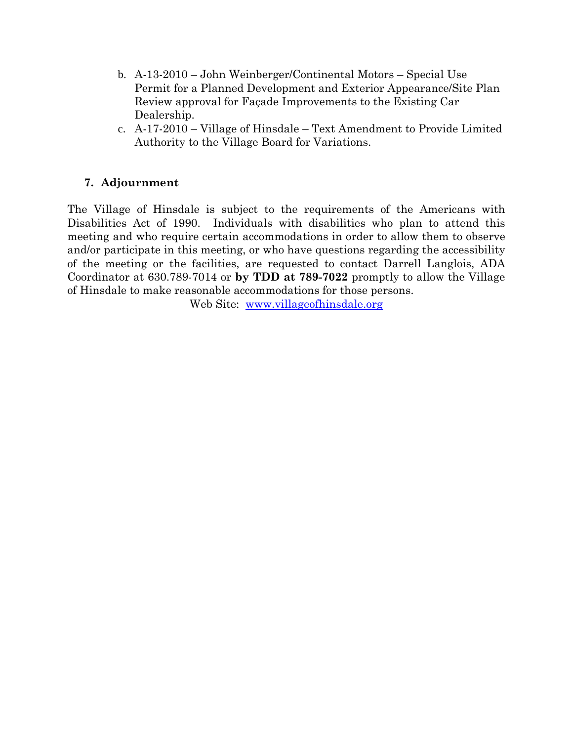b. A-13-2010 – John Weinberger/Continental Motors – Special Use Permit for a Planned Development and Exterior Appearance/Site Plan Review approval for Façade Improvements to the Existing Car Dealership.
c. A-17-2010 – Village of Hinsdale – Text Amendment to Provide Limited Authority to the Village Board for Variations.

**7. Adjournment**

The Village of Hinsdale is subject to the requirements of the Americans with Disabilities Act of 1990. Individuals with disabilities who plan to attend this meeting and who require certain accommodations in order to allow them to observe and/or participate in this meeting, or who have questions regarding the accessibility of the meeting or the facilities, are requested to contact Darrell Langlois, ADA Coordinator at 630.789-7014 or **by TDD at 789-7022** promptly to allow the Village of Hinsdale to make reasonable accommodations for those persons.

Web Site: www.villageofhinsdale.org